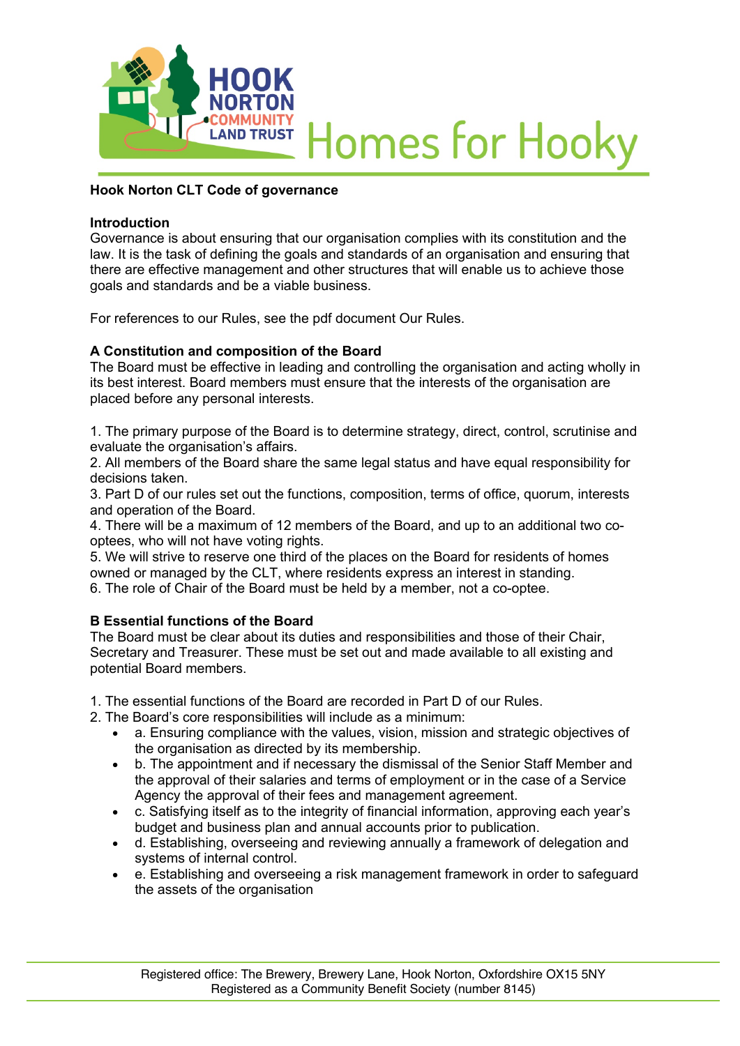# Hook Norton CLT Code of governance

## Introduction

Governance is about ensuring that our organisation complies with its constitution and the law. It is the task of defining the goals and standards of an organisation and ensuring that there are effective management and other structures that will enable us to achieve those goals and standards and be a viable business.

For references to our Rules, see the pdf document Our Rules.

## A Constitution and composition of the Board

The Board must be effective in leading and controlling the organisation and acting wholly in its best interest. Board members must ensure that the interests of the organisation are placed before any personal interests.

1. The primary purpose of the Board is to determine strategy, direct, control, scrutinise and evaluate the organisation's affairs.
2. All members of the Board share the same legal status and have equal responsibility for decisions taken.
3. Part D of our rules set out the functions, composition, terms of office, quorum, interests and operation of the Board.
4. There will be a maximum of 12 members of the Board, and up to an additional two co-optees, who will not have voting rights.
5. We will strive to reserve one third of the places on the Board for residents of homes owned or managed by the CLT, where residents express an interest in standing.
6. The role of Chair of the Board must be held by a member, not a co-optee.

## B Essential functions of the Board

The Board must be clear about its duties and responsibilities and those of their Chair, Secretary and Treasurer. These must be set out and made available to all existing and potential Board members.

1. The essential functions of the Board are recorded in Part D of our Rules.
2. The Board's core responsibilities will include as a minimum:
   - a. Ensuring compliance with the values, vision, mission and strategic objectives of the organisation as directed by its membership.
   - b. The appointment and if necessary the dismissal of the Senior Staff Member and the approval of their salaries and terms of employment or in the case of a Service Agency the approval of their fees and management agreement.
   - c. Satisfying itself as to the integrity of financial information, approving each year's budget and business plan and annual accounts prior to publication.
   - d. Establishing, overseeing and reviewing annually a framework of delegation and systems of internal control.
   - e. Establishing and overseeing a risk management framework in order to safeguard the assets of the organisation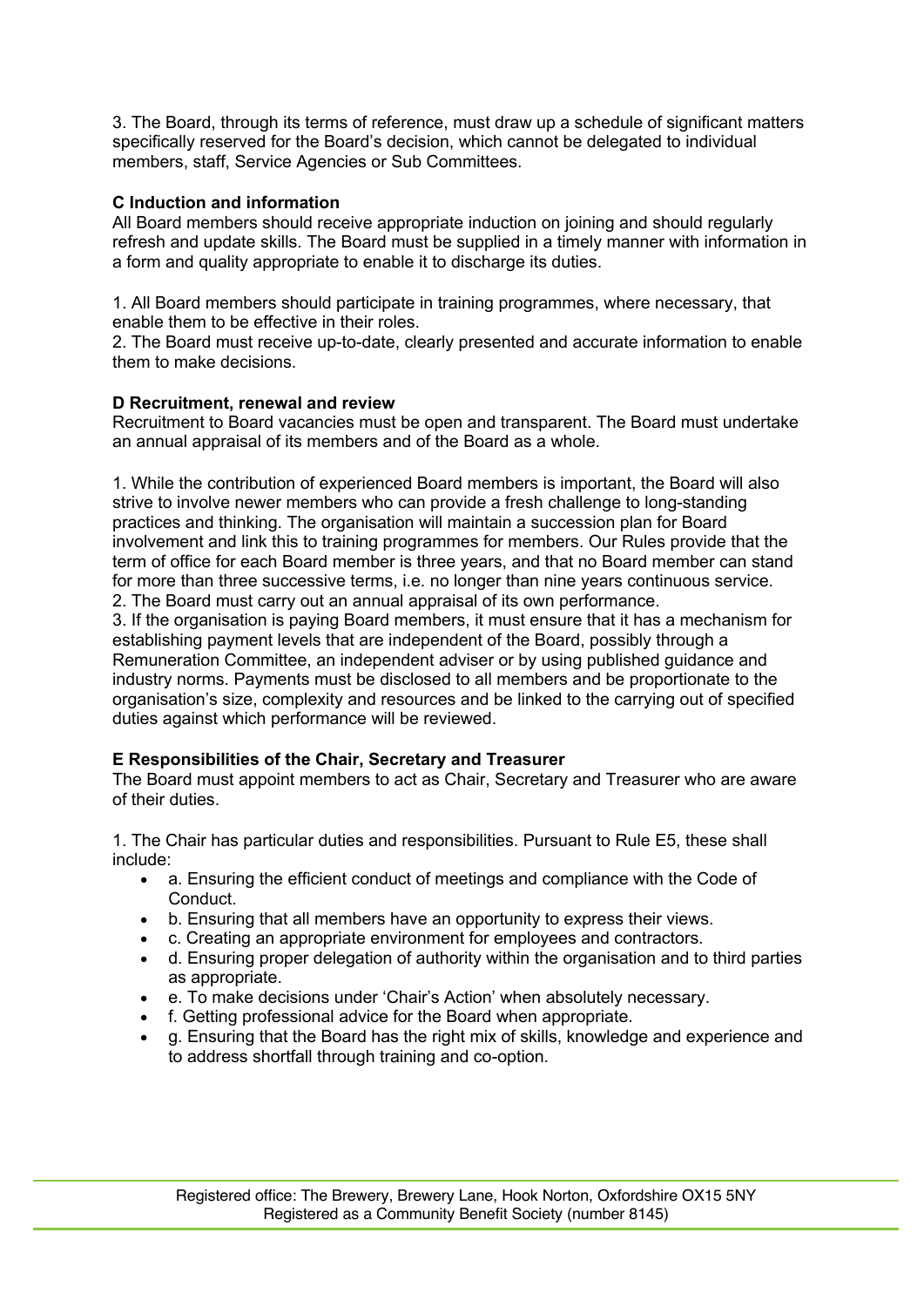3. The Board, through its terms of reference, must draw up a schedule of significant matters specifically reserved for the Board's decision, which cannot be delegated to individual members, staff, Service Agencies or Sub Committees.

### C Induction and information

All Board members should receive appropriate induction on joining and should regularly refresh and update skills. The Board must be supplied in a timely manner with information in a form and quality appropriate to enable it to discharge its duties.

1. All Board members should participate in training programmes, where necessary, that enable them to be effective in their roles.
2. The Board must receive up-to-date, clearly presented and accurate information to enable them to make decisions.

### D Recruitment, renewal and review

Recruitment to Board vacancies must be open and transparent. The Board must undertake an annual appraisal of its members and of the Board as a whole.

1. While the contribution of experienced Board members is important, the Board will also strive to involve newer members who can provide a fresh challenge to long-standing practices and thinking. The organisation will maintain a succession plan for Board involvement and link this to training programmes for members. Our Rules provide that the term of office for each Board member is three years, and that no Board member can stand for more than three successive terms, i.e. no longer than nine years continuous service.
2. The Board must carry out an annual appraisal of its own performance.
3. If the organisation is paying Board members, it must ensure that it has a mechanism for establishing payment levels that are independent of the Board, possibly through a Remuneration Committee, an independent adviser or by using published guidance and industry norms. Payments must be disclosed to all members and be proportionate to the organisation's size, complexity and resources and be linked to the carrying out of specified duties against which performance will be reviewed.

### E Responsibilities of the Chair, Secretary and Treasurer

The Board must appoint members to act as Chair, Secretary and Treasurer who are aware of their duties.

1. The Chair has particular duties and responsibilities. Pursuant to Rule E5, these shall include:
   - a. Ensuring the efficient conduct of meetings and compliance with the Code of Conduct.
   - b. Ensuring that all members have an opportunity to express their views.
   - c. Creating an appropriate environment for employees and contractors.
   - d. Ensuring proper delegation of authority within the organisation and to third parties as appropriate.
   - e. To make decisions under 'Chair's Action' when absolutely necessary.
   - f. Getting professional advice for the Board when appropriate.
   - g. Ensuring that the Board has the right mix of skills, knowledge and experience and to address shortfall through training and co-option.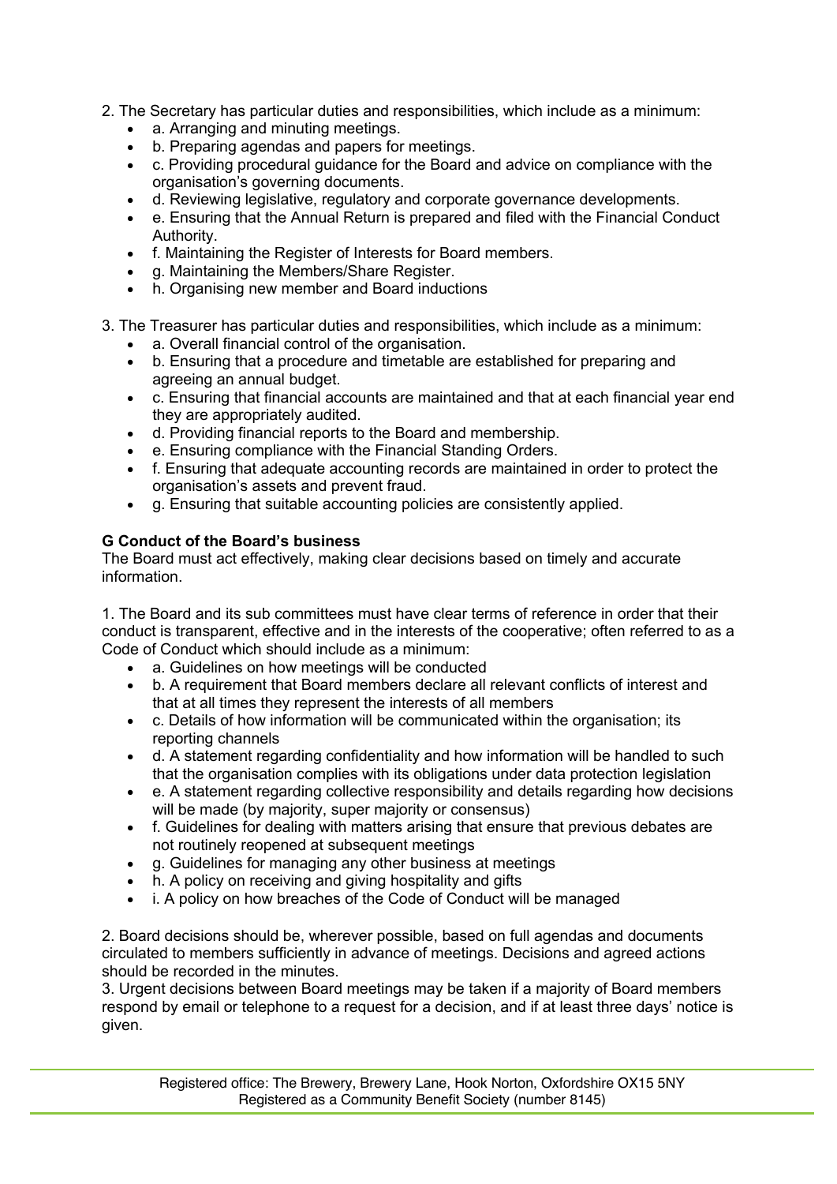2. The Secretary has particular duties and responsibilities, which include as a minimum:

- a. Arranging and minuting meetings.
- b. Preparing agendas and papers for meetings.
- c. Providing procedural guidance for the Board and advice on compliance with the organisation's governing documents.
- d. Reviewing legislative, regulatory and corporate governance developments.
- e. Ensuring that the Annual Return is prepared and filed with the Financial Conduct Authority.
- f. Maintaining the Register of Interests for Board members.
- g. Maintaining the Members/Share Register.
- h. Organising new member and Board inductions

3. The Treasurer has particular duties and responsibilities, which include as a minimum:

- a. Overall financial control of the organisation.
- b. Ensuring that a procedure and timetable are established for preparing and agreeing an annual budget.
- c. Ensuring that financial accounts are maintained and that at each financial year end they are appropriately audited.
- d. Providing financial reports to the Board and membership.
- e. Ensuring compliance with the Financial Standing Orders.
- f. Ensuring that adequate accounting records are maintained in order to protect the organisation's assets and prevent fraud.
- g. Ensuring that suitable accounting policies are consistently applied.

**G Conduct of the Board's business**

The Board must act effectively, making clear decisions based on timely and accurate information.

1. The Board and its sub committees must have clear terms of reference in order that their conduct is transparent, effective and in the interests of the cooperative; often referred to as a Code of Conduct which should include as a minimum:

- a. Guidelines on how meetings will be conducted
- b. A requirement that Board members declare all relevant conflicts of interest and that at all times they represent the interests of all members
- c. Details of how information will be communicated within the organisation; its reporting channels
- d. A statement regarding confidentiality and how information will be handled to such that the organisation complies with its obligations under data protection legislation
- e. A statement regarding collective responsibility and details regarding how decisions will be made (by majority, super majority or consensus)
- f. Guidelines for dealing with matters arising that ensure that previous debates are not routinely reopened at subsequent meetings
- g. Guidelines for managing any other business at meetings
- h. A policy on receiving and giving hospitality and gifts
- i. A policy on how breaches of the Code of Conduct will be managed

2. Board decisions should be, wherever possible, based on full agendas and documents circulated to members sufficiently in advance of meetings. Decisions and agreed actions should be recorded in the minutes.

3. Urgent decisions between Board meetings may be taken if a majority of Board members respond by email or telephone to a request for a decision, and if at least three days' notice is given.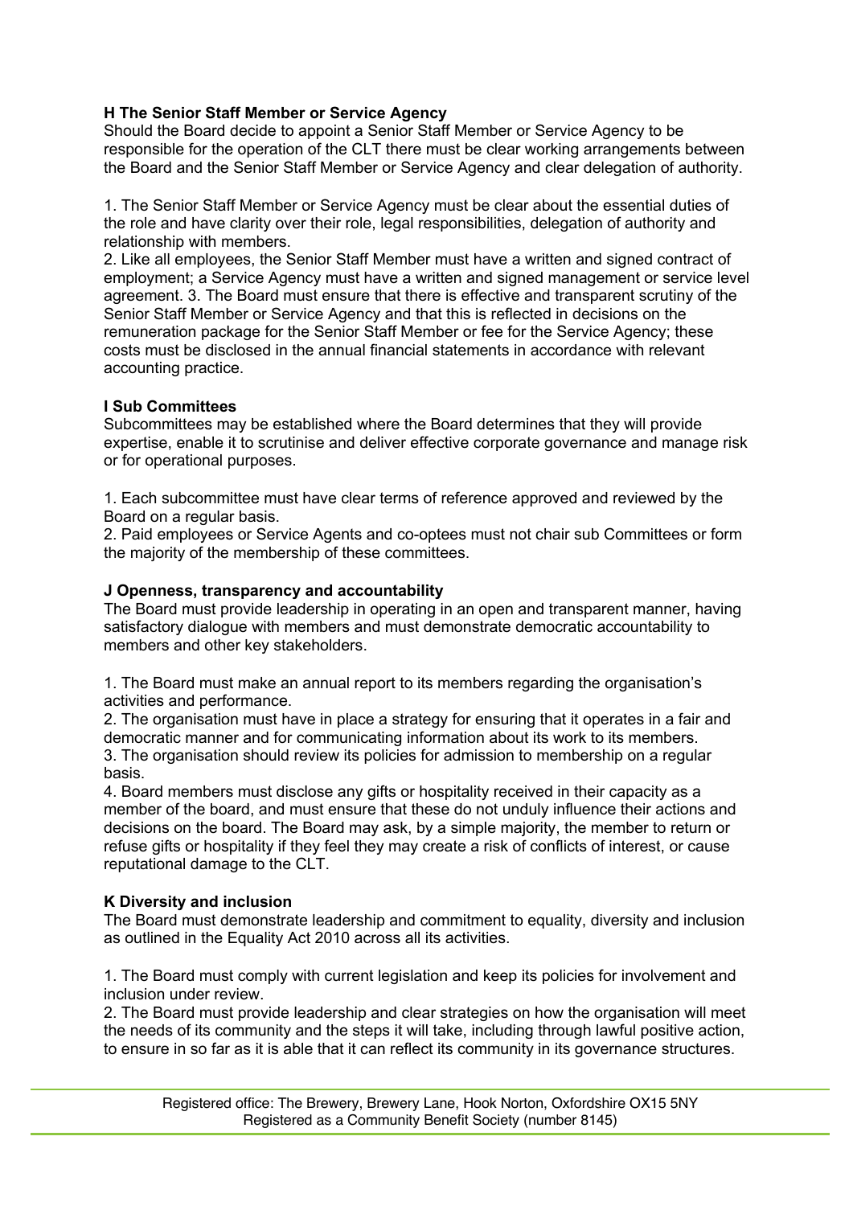### H The Senior Staff Member or Service Agency

Should the Board decide to appoint a Senior Staff Member or Service Agency to be responsible for the operation of the CLT there must be clear working arrangements between the Board and the Senior Staff Member or Service Agency and clear delegation of authority.

1. The Senior Staff Member or Service Agency must be clear about the essential duties of the role and have clarity over their role, legal responsibilities, delegation of authority and relationship with members.
2. Like all employees, the Senior Staff Member must have a written and signed contract of employment; a Service Agency must have a written and signed management or service level agreement. 3. The Board must ensure that there is effective and transparent scrutiny of the Senior Staff Member or Service Agency and that this is reflected in decisions on the remuneration package for the Senior Staff Member or fee for the Service Agency; these costs must be disclosed in the annual financial statements in accordance with relevant accounting practice.

### I Sub Committees

Subcommittees may be established where the Board determines that they will provide expertise, enable it to scrutinise and deliver effective corporate governance and manage risk or for operational purposes.

1. Each subcommittee must have clear terms of reference approved and reviewed by the Board on a regular basis.
2. Paid employees or Service Agents and co-optees must not chair sub Committees or form the majority of the membership of these committees.

### J Openness, transparency and accountability

The Board must provide leadership in operating in an open and transparent manner, having satisfactory dialogue with members and must demonstrate democratic accountability to members and other key stakeholders.

1. The Board must make an annual report to its members regarding the organisation's activities and performance.
2. The organisation must have in place a strategy for ensuring that it operates in a fair and democratic manner and for communicating information about its work to its members.
3. The organisation should review its policies for admission to membership on a regular basis.
4. Board members must disclose any gifts or hospitality received in their capacity as a member of the board, and must ensure that these do not unduly influence their actions and decisions on the board. The Board may ask, by a simple majority, the member to return or refuse gifts or hospitality if they feel they may create a risk of conflicts of interest, or cause reputational damage to the CLT.

### K Diversity and inclusion

The Board must demonstrate leadership and commitment to equality, diversity and inclusion as outlined in the Equality Act 2010 across all its activities.

1. The Board must comply with current legislation and keep its policies for involvement and inclusion under review.
2. The Board must provide leadership and clear strategies on how the organisation will meet the needs of its community and the steps it will take, including through lawful positive action, to ensure in so far as it is able that it can reflect its community in its governance structures.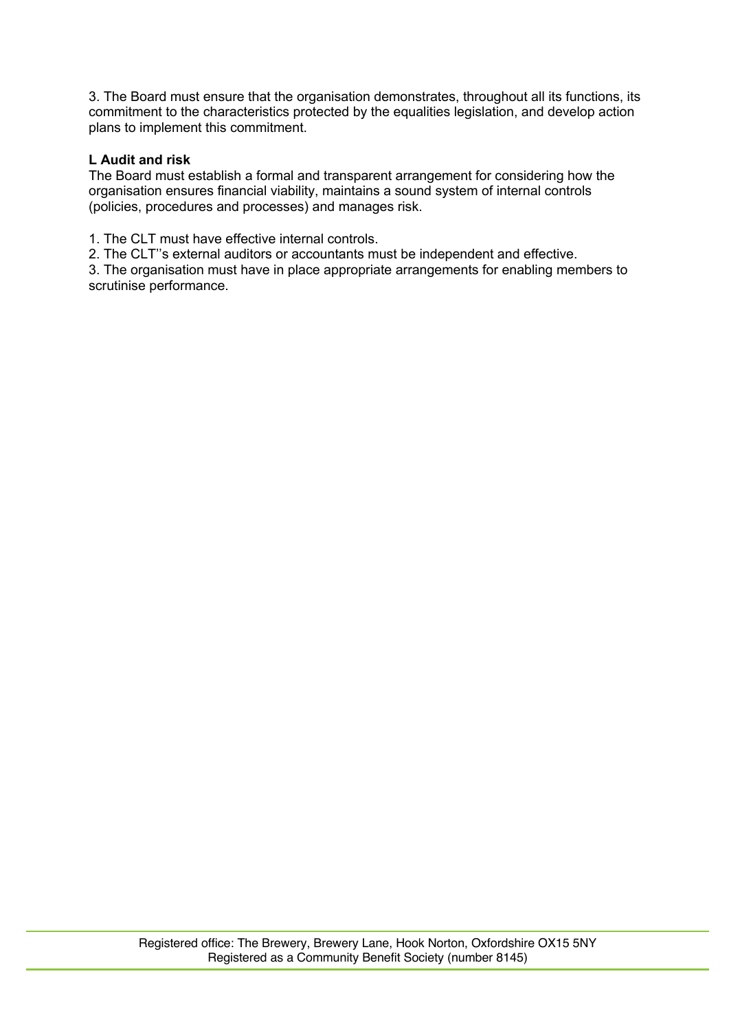3. The Board must ensure that the organisation demonstrates, throughout all its functions, its commitment to the characteristics protected by the equalities legislation, and develop action plans to implement this commitment.

**L Audit and risk**

The Board must establish a formal and transparent arrangement for considering how the organisation ensures financial viability, maintains a sound system of internal controls (policies, procedures and processes) and manages risk.

1. The CLT must have effective internal controls.
2. The CLT''s external auditors or accountants must be independent and effective.
3. The organisation must have in place appropriate arrangements for enabling members to scrutinise performance.

Registered office: The Brewery, Brewery Lane, Hook Norton, Oxfordshire OX15 5NY
Registered as a Community Benefit Society (number 8145)